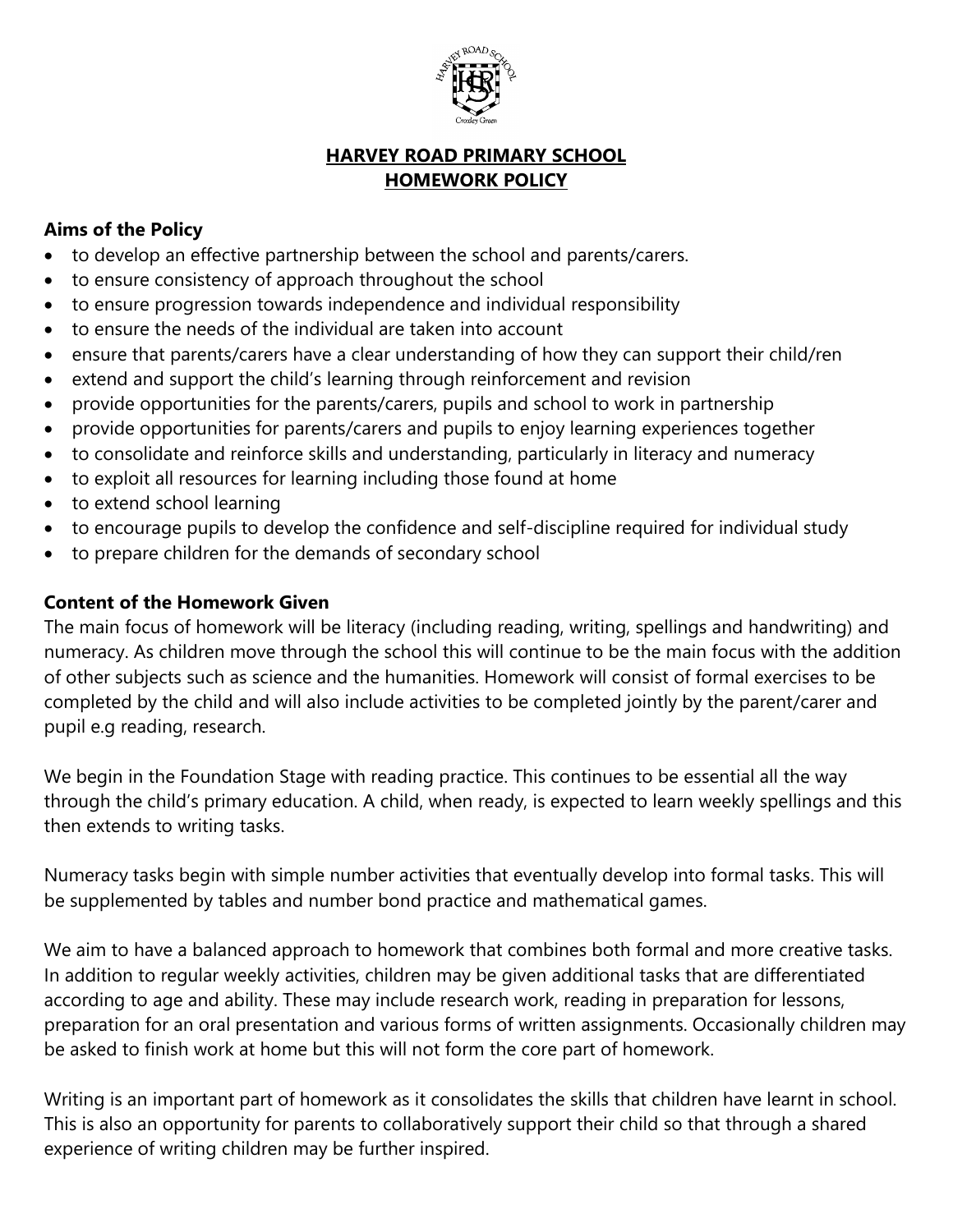# HARVEY ROAD PRIMARY SCHOOL
# HOMEWORK POLICY

## Aims of the Policy

- to develop an effective partnership between the school and parents/carers.
- to ensure consistency of approach throughout the school
- to ensure progression towards independence and individual responsibility
- to ensure the needs of the individual are taken into account
- ensure that parents/carers have a clear understanding of how they can support their child/ren
- extend and support the child's learning through reinforcement and revision
- provide opportunities for the parents/carers, pupils and school to work in partnership
- provide opportunities for parents/carers and pupils to enjoy learning experiences together
- to consolidate and reinforce skills and understanding, particularly in literacy and numeracy
- to exploit all resources for learning including those found at home
- to extend school learning
- to encourage pupils to develop the confidence and self-discipline required for individual study
- to prepare children for the demands of secondary school

## Content of the Homework Given

The main focus of homework will be literacy (including reading, writing, spellings and handwriting) and numeracy. As children move through the school this will continue to be the main focus with the addition of other subjects such as science and the humanities. Homework will consist of formal exercises to be completed by the child and will also include activities to be completed jointly by the parent/carer and pupil e.g reading, research.

We begin in the Foundation Stage with reading practice. This continues to be essential all the way through the child's primary education. A child, when ready, is expected to learn weekly spellings and this then extends to writing tasks.

Numeracy tasks begin with simple number activities that eventually develop into formal tasks. This will be supplemented by tables and number bond practice and mathematical games.

We aim to have a balanced approach to homework that combines both formal and more creative tasks. In addition to regular weekly activities, children may be given additional tasks that are differentiated according to age and ability. These may include research work, reading in preparation for lessons, preparation for an oral presentation and various forms of written assignments. Occasionally children may be asked to finish work at home but this will not form the core part of homework.

Writing is an important part of homework as it consolidates the skills that children have learnt in school. This is also an opportunity for parents to collaboratively support their child so that through a shared experience of writing children may be further inspired.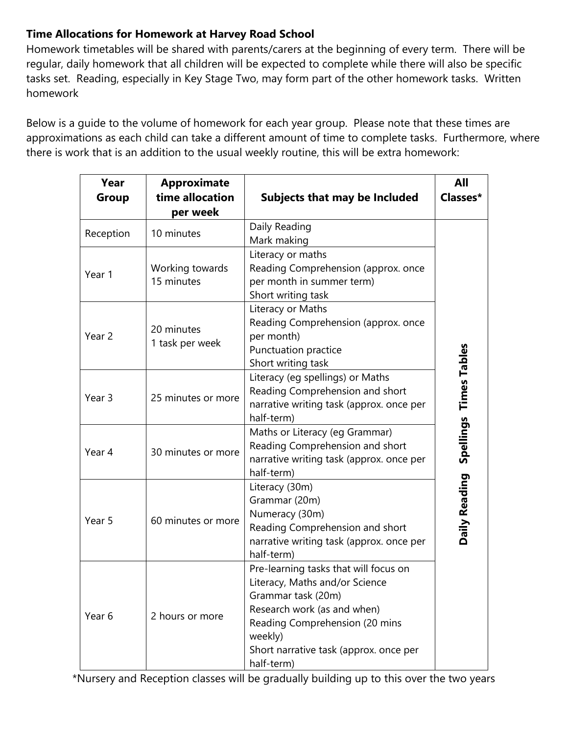**Time Allocations for Homework at Harvey Road School**

Homework timetables will be shared with parents/carers at the beginning of every term. There will be regular, daily homework that all children will be expected to complete while there will also be specific tasks set. Reading, especially in Key Stage Two, may form part of the other homework tasks. Written homework

Below is a guide to the volume of homework for each year group. Please note that these times are approximations as each child can take a different amount of time to complete tasks. Furthermore, where there is work that is an addition to the usual weekly routine, this will be extra homework:

| Year Group | Approximate time allocation per week | Subjects that may be Included | All Classes* |
|---|---|---|---|
| Reception | 10 minutes | Daily Reading<br>Mark making | Daily Reading Spellings Times Tables |
| Year 1 | Working towards 15 minutes | Literacy or maths<br>Reading Comprehension (approx. once per month in summer term)<br>Short writing task | |
| Year 2 | 20 minutes<br>1 task per week | Literacy or Maths<br>Reading Comprehension (approx. once per month)<br>Punctuation practice<br>Short writing task | |
| Year 3 | 25 minutes or more | Literacy (eg spellings) or Maths<br>Reading Comprehension and short narrative writing task (approx. once per half-term) | |
| Year 4 | 30 minutes or more | Maths or Literacy (eg Grammar)<br>Reading Comprehension and short narrative writing task (approx. once per half-term) | |
| Year 5 | 60 minutes or more | Literacy (30m)<br>Grammar (20m)<br>Numeracy (30m)<br>Reading Comprehension and short narrative writing task (approx. once per half-term) | |
| Year 6 | 2 hours or more | Pre-learning tasks that will focus on Literacy, Maths and/or Science<br>Grammar task (20m)<br>Research work (as and when)<br>Reading Comprehension (20 mins weekly)<br>Short narrative task (approx. once per half-term) | |

*Nursery and Reception classes will be gradually building up to this over the two years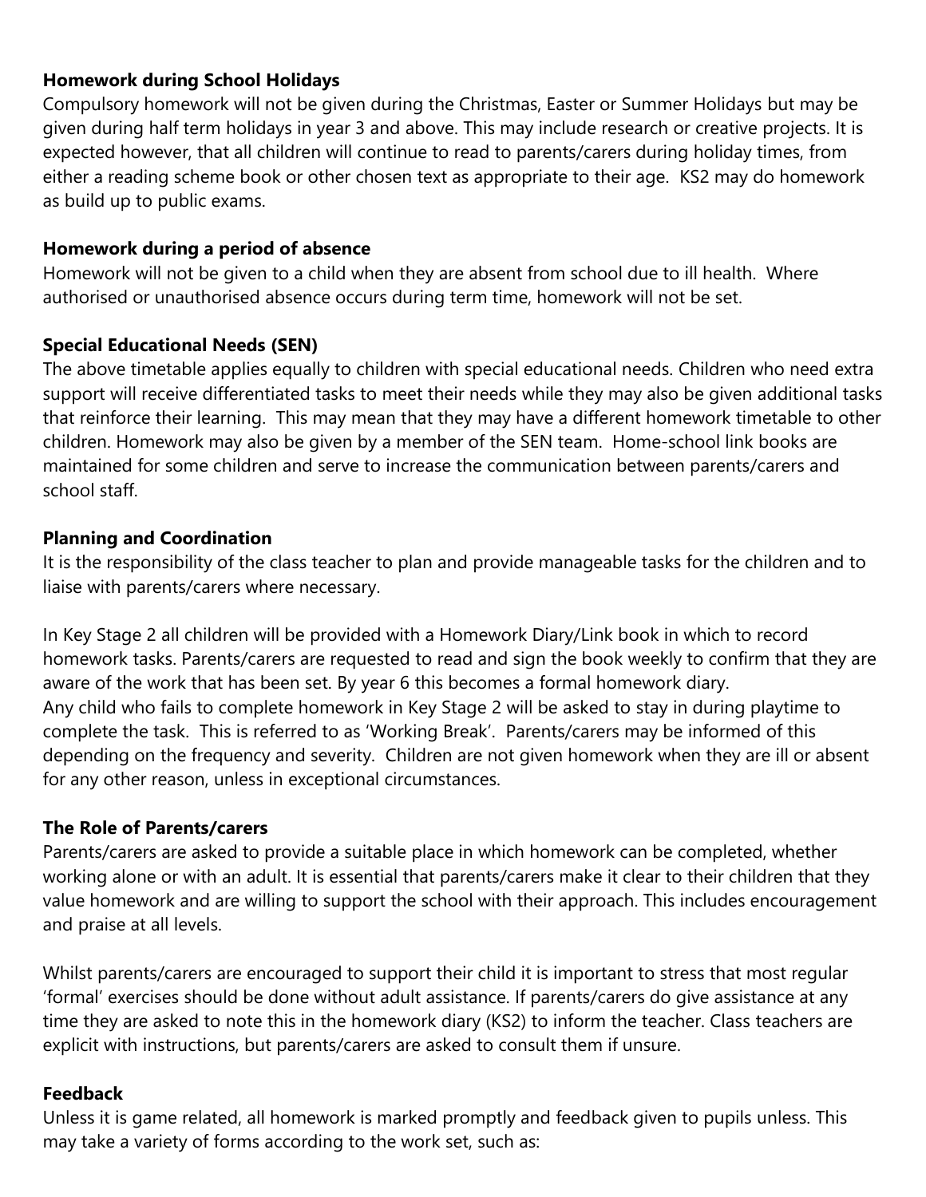**Homework during School Holidays**

Compulsory homework will not be given during the Christmas, Easter or Summer Holidays but may be given during half term holidays in year 3 and above. This may include research or creative projects. It is expected however, that all children will continue to read to parents/carers during holiday times, from either a reading scheme book or other chosen text as appropriate to their age. KS2 may do homework as build up to public exams.

**Homework during a period of absence**

Homework will not be given to a child when they are absent from school due to ill health. Where authorised or unauthorised absence occurs during term time, homework will not be set.

**Special Educational Needs (SEN)**

The above timetable applies equally to children with special educational needs. Children who need extra support will receive differentiated tasks to meet their needs while they may also be given additional tasks that reinforce their learning. This may mean that they may have a different homework timetable to other children. Homework may also be given by a member of the SEN team. Home-school link books are maintained for some children and serve to increase the communication between parents/carers and school staff.

**Planning and Coordination**

It is the responsibility of the class teacher to plan and provide manageable tasks for the children and to liaise with parents/carers where necessary.

In Key Stage 2 all children will be provided with a Homework Diary/Link book in which to record homework tasks. Parents/carers are requested to read and sign the book weekly to confirm that they are aware of the work that has been set. By year 6 this becomes a formal homework diary.
Any child who fails to complete homework in Key Stage 2 will be asked to stay in during playtime to complete the task. This is referred to as 'Working Break'. Parents/carers may be informed of this depending on the frequency and severity. Children are not given homework when they are ill or absent for any other reason, unless in exceptional circumstances.

**The Role of Parents/carers**

Parents/carers are asked to provide a suitable place in which homework can be completed, whether working alone or with an adult. It is essential that parents/carers make it clear to their children that they value homework and are willing to support the school with their approach. This includes encouragement and praise at all levels.

Whilst parents/carers are encouraged to support their child it is important to stress that most regular 'formal' exercises should be done without adult assistance. If parents/carers do give assistance at any time they are asked to note this in the homework diary (KS2) to inform the teacher. Class teachers are explicit with instructions, but parents/carers are asked to consult them if unsure.

**Feedback**

Unless it is game related, all homework is marked promptly and feedback given to pupils unless. This may take a variety of forms according to the work set, such as: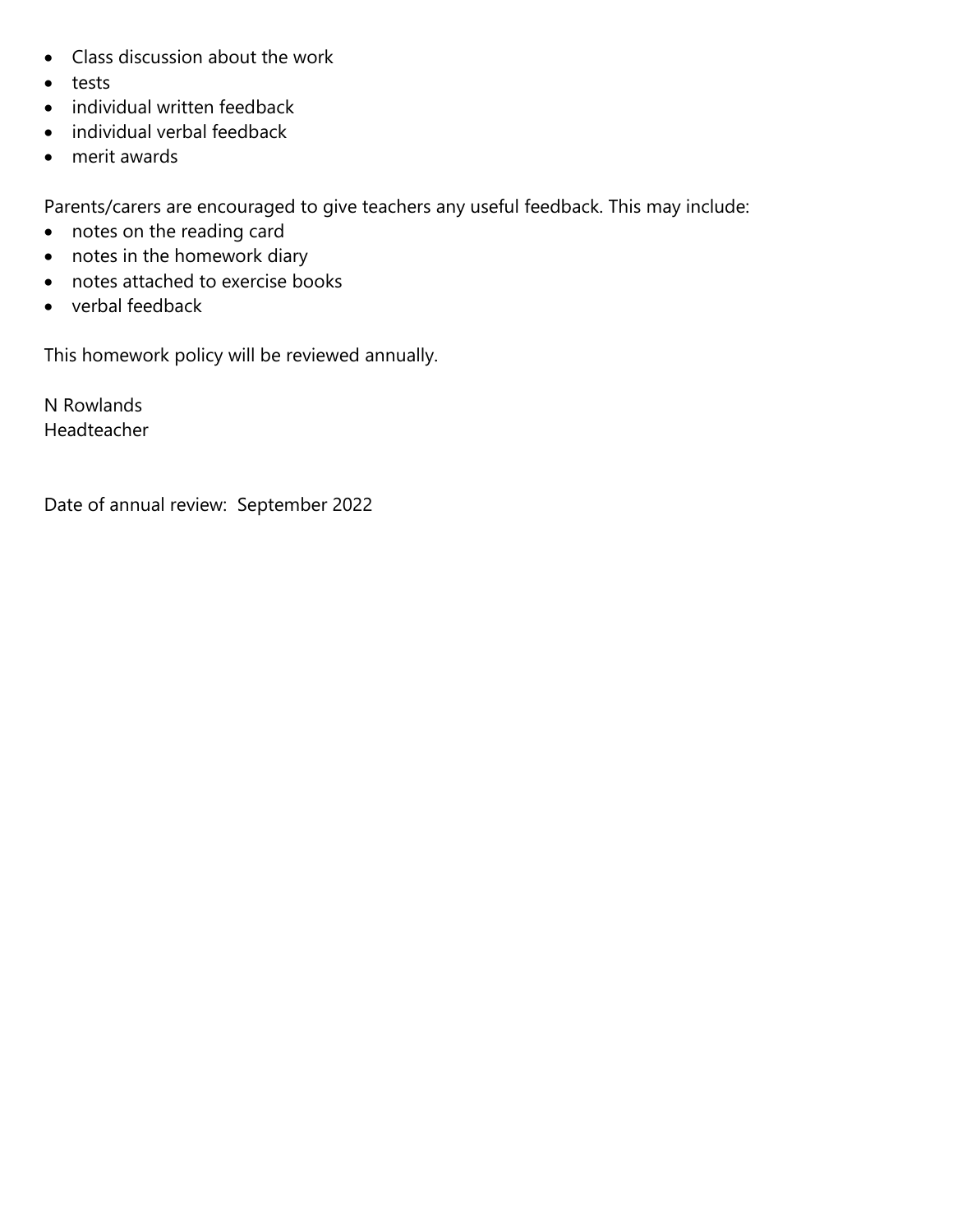- Class discussion about the work
- tests
- individual written feedback
- individual verbal feedback
- merit awards

Parents/carers are encouraged to give teachers any useful feedback. This may include:

- notes on the reading card
- notes in the homework diary
- notes attached to exercise books
- verbal feedback

This homework policy will be reviewed annually.

N Rowlands
Headteacher

Date of annual review: September 2022